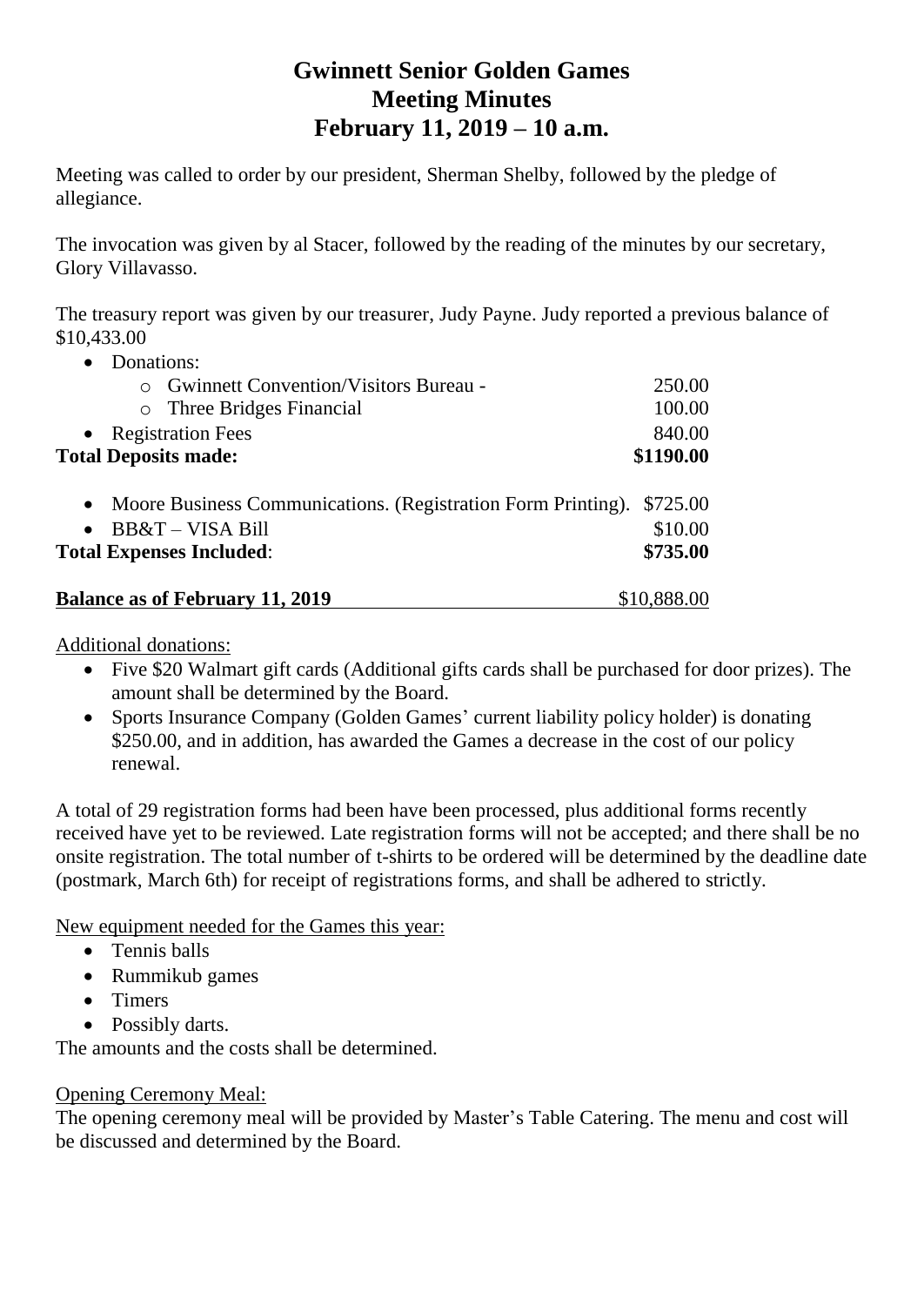# Gwinnett Senior Golden Games
# Meeting Minutes
# February 11, 2019 – 10 a.m.

Meeting was called to order by our president, Sherman Shelby, followed by the pledge of allegiance.

The invocation was given by al Stacer, followed by the reading of the minutes by our secretary, Glory Villavasso.

The treasury report was given by our treasurer, Judy Payne. Judy reported a previous balance of $10,433.00

- Donations:
  - Gwinnett Convention/Visitors Bureau - 250.00
  - Three Bridges Financial 100.00
- Registration Fees 840.00

**Total Deposits made: $1190.00**

- Moore Business Communications. (Registration Form Printing). $725.00
- BB&T – VISA Bill $10.00

**Total Expenses Included: $735.00**

<u>**Balance as of February 11, 2019**</u> $10,888.00

<u>Additional donations:</u>

- Five $20 Walmart gift cards (Additional gifts cards shall be purchased for door prizes). The amount shall be determined by the Board.
- Sports Insurance Company (Golden Games' current liability policy holder) is donating $250.00, and in addition, has awarded the Games a decrease in the cost of our policy renewal.

A total of 29 registration forms had been have been processed, plus additional forms recently received have yet to be reviewed. Late registration forms will not be accepted; and there shall be no onsite registration. The total number of t-shirts to be ordered will be determined by the deadline date (postmark, March 6th) for receipt of registrations forms, and shall be adhered to strictly.

<u>New equipment needed for the Games this year:</u>

- Tennis balls
- Rummikub games
- Timers
- Possibly darts.

The amounts and the costs shall be determined.

<u>Opening Ceremony Meal:</u>

The opening ceremony meal will be provided by Master's Table Catering. The menu and cost will be discussed and determined by the Board.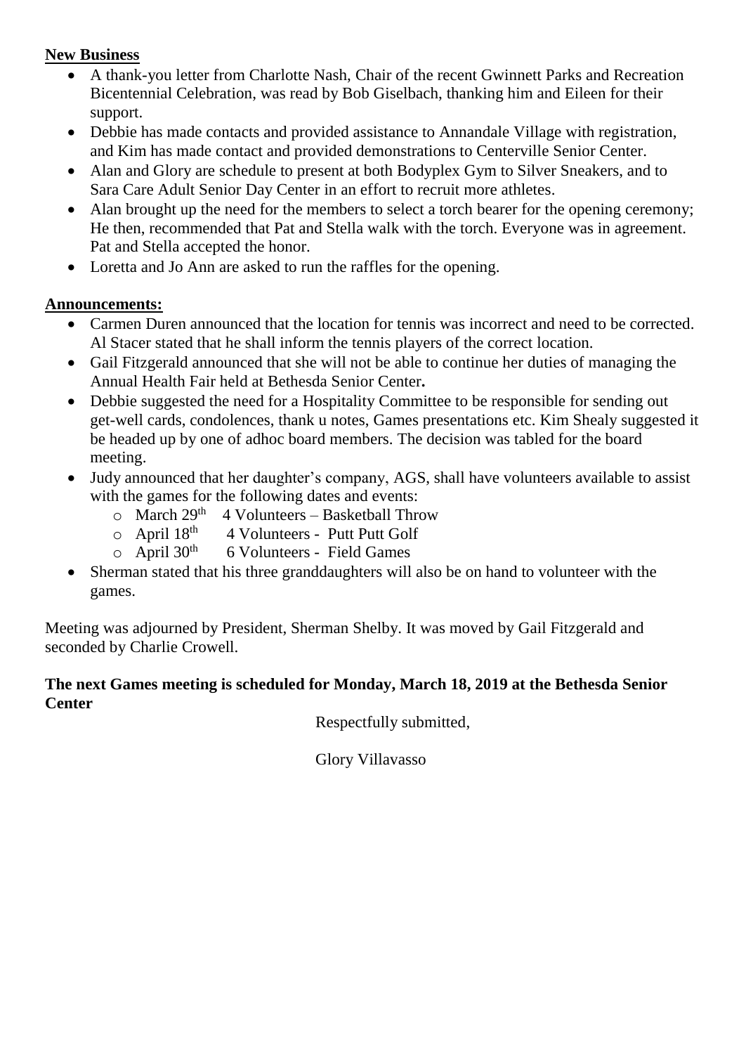**New Business**

- A thank-you letter from Charlotte Nash, Chair of the recent Gwinnett Parks and Recreation Bicentennial Celebration, was read by Bob Giselbach, thanking him and Eileen for their support.
- Debbie has made contacts and provided assistance to Annandale Village with registration, and Kim has made contact and provided demonstrations to Centerville Senior Center.
- Alan and Glory are schedule to present at both Bodyplex Gym to Silver Sneakers, and to Sara Care Adult Senior Day Center in an effort to recruit more athletes.
- Alan brought up the need for the members to select a torch bearer for the opening ceremony; He then, recommended that Pat and Stella walk with the torch. Everyone was in agreement. Pat and Stella accepted the honor.
- Loretta and Jo Ann are asked to run the raffles for the opening.

**Announcements:**

- Carmen Duren announced that the location for tennis was incorrect and need to be corrected. Al Stacer stated that he shall inform the tennis players of the correct location.
- Gail Fitzgerald announced that she will not be able to continue her duties of managing the Annual Health Fair held at Bethesda Senior Center**.**
- Debbie suggested the need for a Hospitality Committee to be responsible for sending out get-well cards, condolences, thank u notes, Games presentations etc. Kim Shealy suggested it be headed up by one of adhoc board members. The decision was tabled for the board meeting.
- Judy announced that her daughter's company, AGS, shall have volunteers available to assist with the games for the following dates and events:
  - March 29th 4 Volunteers – Basketball Throw
  - April 18th 4 Volunteers - Putt Putt Golf
  - April 30th 6 Volunteers - Field Games
- Sherman stated that his three granddaughters will also be on hand to volunteer with the games.

Meeting was adjourned by President, Sherman Shelby. It was moved by Gail Fitzgerald and seconded by Charlie Crowell.

**The next Games meeting is scheduled for Monday, March 18, 2019 at the Bethesda Senior Center**

Respectfully submitted,

Glory Villavasso